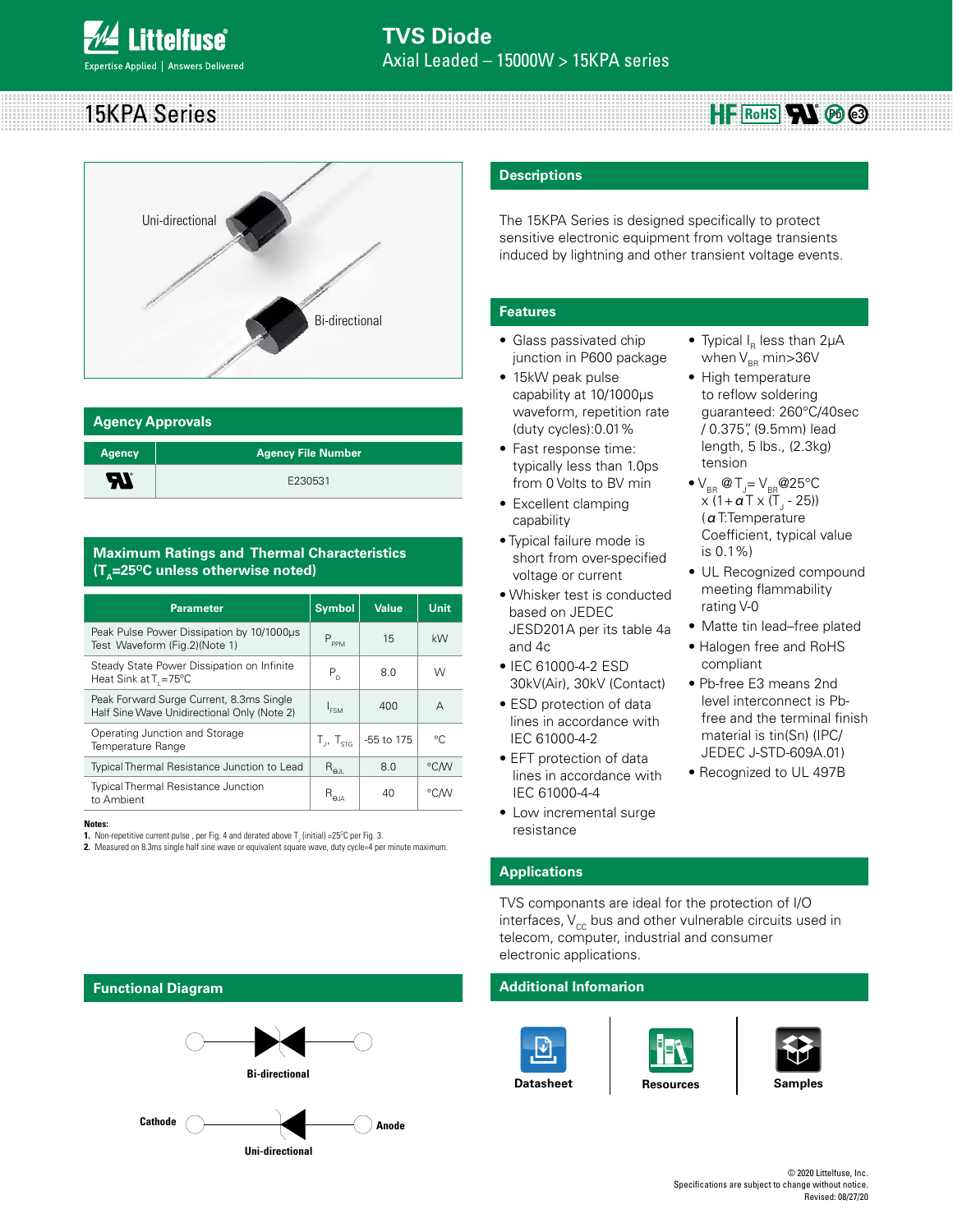# TVS Diode

Axial Leaded – 15000W > 15KPA series

# 15KPA Series

Uni-directional

Bi-directional

## Agency Approvals

| Agency | Agency File Number |
|---|---|
| UL | E230531 |

## Maximum Ratings and Thermal Characteristics ($T_A$=25°C unless otherwise noted)

| Parameter | Symbol | Value | Unit |
|---|---|---|---|
| Peak Pulse Power Dissipation by 10/1000µs Test Waveform (Fig.2)(Note 1) | $P_{PPM}$ | 15 | kW |
| Steady State Power Dissipation on Infinite Heat Sink at $T_L$=75°C | $P_D$ | 8.0 | W |
| Peak Forward Surge Current, 8.3ms Single Half Sine Wave Unidirectional Only (Note 2) | $I_{FSM}$ | 400 | A |
| Operating Junction and Storage Temperature Range | $T_J$, $T_{STG}$ | -55 to 175 | °C |
| Typical Thermal Resistance Junction to Lead | $R_{\theta JL}$ | 8.0 | °C/W |
| Typical Thermal Resistance Junction to Ambient | $R_{\theta JA}$ | 40 | °C/W |

**Notes:**

1. Non-repetitive current pulse , per Fig. 4 and derated above $T_J$ (initial) =25°C per Fig. 3.
2. Measured on 8.3ms single half sine wave or equivalent square wave, duty cycle=4 per minute maximum.

## Descriptions

The 15KPA Series is designed specifically to protect sensitive electronic equipment from voltage transients induced by lightning and other transient voltage events.

## Features

- Glass passivated chip junction in P600 package
- 15kW peak pulse capability at 10/1000µs waveform, repetition rate (duty cycles):0.01%
- Fast response time: typically less than 1.0ps from 0 Volts to BV min
- Excellent clamping capability
- Typical failure mode is short from over-specified voltage or current
- Whisker test is conducted based on JEDEC JESD201A per its table 4a and 4c
- IEC 61000-4-2 ESD 30kV(Air), 30kV (Contact)
- ESD protection of data lines in accordance with IEC 61000-4-2
- EFT protection of data lines in accordance with IEC 61000-4-4
- Low incremental surge resistance
- Typical $I_R$ less than 2µA when $V_{BR}$ min>36V
- High temperature to reflow soldering guaranteed: 260°C/40sec / 0.375", (9.5mm) lead length, 5 lbs., (2.3kg) tension
- $V_{BR}$ @$T_J$= $V_{BR}$@25°C x (1+$\alpha$T x ($T_J$ - 25)) ($\alpha$T:Temperature Coefficient, typical value is 0.1%)
- UL Recognized compound meeting flammability rating V-0
- Matte tin lead–free plated
- Halogen free and RoHS compliant
- Pb-free E3 means 2nd level interconnect is Pb-free and the terminal finish material is tin(Sn) (IPC/ JEDEC J-STD-609A.01)
- Recognized to UL 497B

## Applications

TVS componants are ideal for the protection of I/O interfaces, $V_{CC}$ bus and other vulnerable circuits used in telecom, computer, industrial and consumer electronic applications.

## Functional Diagram

Bi-directional

Cathode — Anode

Uni-directional

## Additional Infomarion

Datasheet | Resources | Samples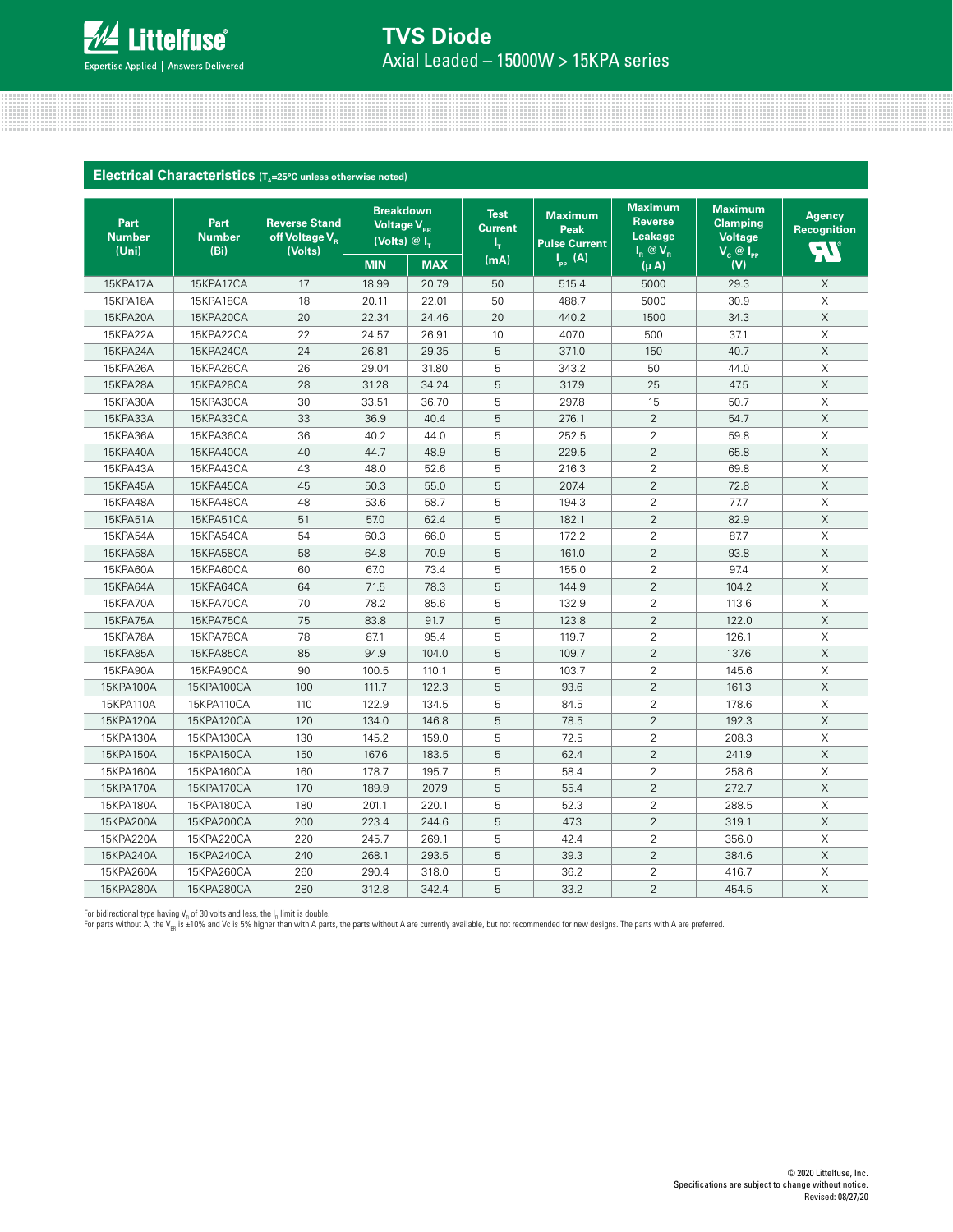# TVS Diode

Axial Leaded – 15000W > 15KPA series

## Electrical Characteristics ($T_A$=25°C unless otherwise noted)

| Part Number (Uni) | Part Number (Bi) | Reverse Stand off Voltage $V_R$ (Volts) | Breakdown Voltage $V_{BR}$ (Volts) @ $I_T$ | | Test Current $I_T$ (mA) | Maximum Peak Pulse Current $I_{PP}$ (A) | Maximum Reverse Leakage $I_R$ @ $V_R$ (μ A) | Maximum Clamping Voltage $V_C$ @ $I_{PP}$ (V) | Agency Recognition |
|---|---|---|---|---|---|---|---|---|---|
| | | | MIN | MAX | | | | | |
| 15KPA17A | 15KPA17CA | 17 | 18.99 | 20.79 | 50 | 515.4 | 5000 | 29.3 | X |
| 15KPA18A | 15KPA18CA | 18 | 20.11 | 22.01 | 50 | 488.7 | 5000 | 30.9 | X |
| 15KPA20A | 15KPA20CA | 20 | 22.34 | 24.46 | 20 | 440.2 | 1500 | 34.3 | X |
| 15KPA22A | 15KPA22CA | 22 | 24.57 | 26.91 | 10 | 407.0 | 500 | 37.1 | X |
| 15KPA24A | 15KPA24CA | 24 | 26.81 | 29.35 | 5 | 371.0 | 150 | 40.7 | X |
| 15KPA26A | 15KPA26CA | 26 | 29.04 | 31.80 | 5 | 343.2 | 50 | 44.0 | X |
| 15KPA28A | 15KPA28CA | 28 | 31.28 | 34.24 | 5 | 317.9 | 25 | 47.5 | X |
| 15KPA30A | 15KPA30CA | 30 | 33.51 | 36.70 | 5 | 297.8 | 15 | 50.7 | X |
| 15KPA33A | 15KPA33CA | 33 | 36.9 | 40.4 | 5 | 276.1 | 2 | 54.7 | X |
| 15KPA36A | 15KPA36CA | 36 | 40.2 | 44.0 | 5 | 252.5 | 2 | 59.8 | X |
| 15KPA40A | 15KPA40CA | 40 | 44.7 | 48.9 | 5 | 229.5 | 2 | 65.8 | X |
| 15KPA43A | 15KPA43CA | 43 | 48.0 | 52.6 | 5 | 216.3 | 2 | 69.8 | X |
| 15KPA45A | 15KPA45CA | 45 | 50.3 | 55.0 | 5 | 207.4 | 2 | 72.8 | X |
| 15KPA48A | 15KPA48CA | 48 | 53.6 | 58.7 | 5 | 194.3 | 2 | 77.7 | X |
| 15KPA51A | 15KPA51CA | 51 | 57.0 | 62.4 | 5 | 182.1 | 2 | 82.9 | X |
| 15KPA54A | 15KPA54CA | 54 | 60.3 | 66.0 | 5 | 172.2 | 2 | 87.7 | X |
| 15KPA58A | 15KPA58CA | 58 | 64.8 | 70.9 | 5 | 161.0 | 2 | 93.8 | X |
| 15KPA60A | 15KPA60CA | 60 | 67.0 | 73.4 | 5 | 155.0 | 2 | 97.4 | X |
| 15KPA64A | 15KPA64CA | 64 | 71.5 | 78.3 | 5 | 144.9 | 2 | 104.2 | X |
| 15KPA70A | 15KPA70CA | 70 | 78.2 | 85.6 | 5 | 132.9 | 2 | 113.6 | X |
| 15KPA75A | 15KPA75CA | 75 | 83.8 | 91.7 | 5 | 123.8 | 2 | 122.0 | X |
| 15KPA78A | 15KPA78CA | 78 | 87.1 | 95.4 | 5 | 119.7 | 2 | 126.1 | X |
| 15KPA85A | 15KPA85CA | 85 | 94.9 | 104.0 | 5 | 109.7 | 2 | 137.6 | X |
| 15KPA90A | 15KPA90CA | 90 | 100.5 | 110.1 | 5 | 103.7 | 2 | 145.6 | X |
| 15KPA100A | 15KPA100CA | 100 | 111.7 | 122.3 | 5 | 93.6 | 2 | 161.3 | X |
| 15KPA110A | 15KPA110CA | 110 | 122.9 | 134.5 | 5 | 84.5 | 2 | 178.6 | X |
| 15KPA120A | 15KPA120CA | 120 | 134.0 | 146.8 | 5 | 78.5 | 2 | 192.3 | X |
| 15KPA130A | 15KPA130CA | 130 | 145.2 | 159.0 | 5 | 72.5 | 2 | 208.3 | X |
| 15KPA150A | 15KPA150CA | 150 | 167.6 | 183.5 | 5 | 62.4 | 2 | 241.9 | X |
| 15KPA160A | 15KPA160CA | 160 | 178.7 | 195.7 | 5 | 58.4 | 2 | 258.6 | X |
| 15KPA170A | 15KPA170CA | 170 | 189.9 | 207.9 | 5 | 55.4 | 2 | 272.7 | X |
| 15KPA180A | 15KPA180CA | 180 | 201.1 | 220.1 | 5 | 52.3 | 2 | 288.5 | X |
| 15KPA200A | 15KPA200CA | 200 | 223.4 | 244.6 | 5 | 47.3 | 2 | 319.1 | X |
| 15KPA220A | 15KPA220CA | 220 | 245.7 | 269.1 | 5 | 42.4 | 2 | 356.0 | X |
| 15KPA240A | 15KPA240CA | 240 | 268.1 | 293.5 | 5 | 39.3 | 2 | 384.6 | X |
| 15KPA260A | 15KPA260CA | 260 | 290.4 | 318.0 | 5 | 36.2 | 2 | 416.7 | X |
| 15KPA280A | 15KPA280CA | 280 | 312.8 | 342.4 | 5 | 33.2 | 2 | 454.5 | X |

For bidirectional type having $V_R$ of 30 volts and less, the $I_R$ limit is double.
For parts without A, the $V_{BR}$ is ±10% and Vc is 5% higher than with A parts, the parts without A are currently available, but not recommended for new designs. The parts with A are preferred.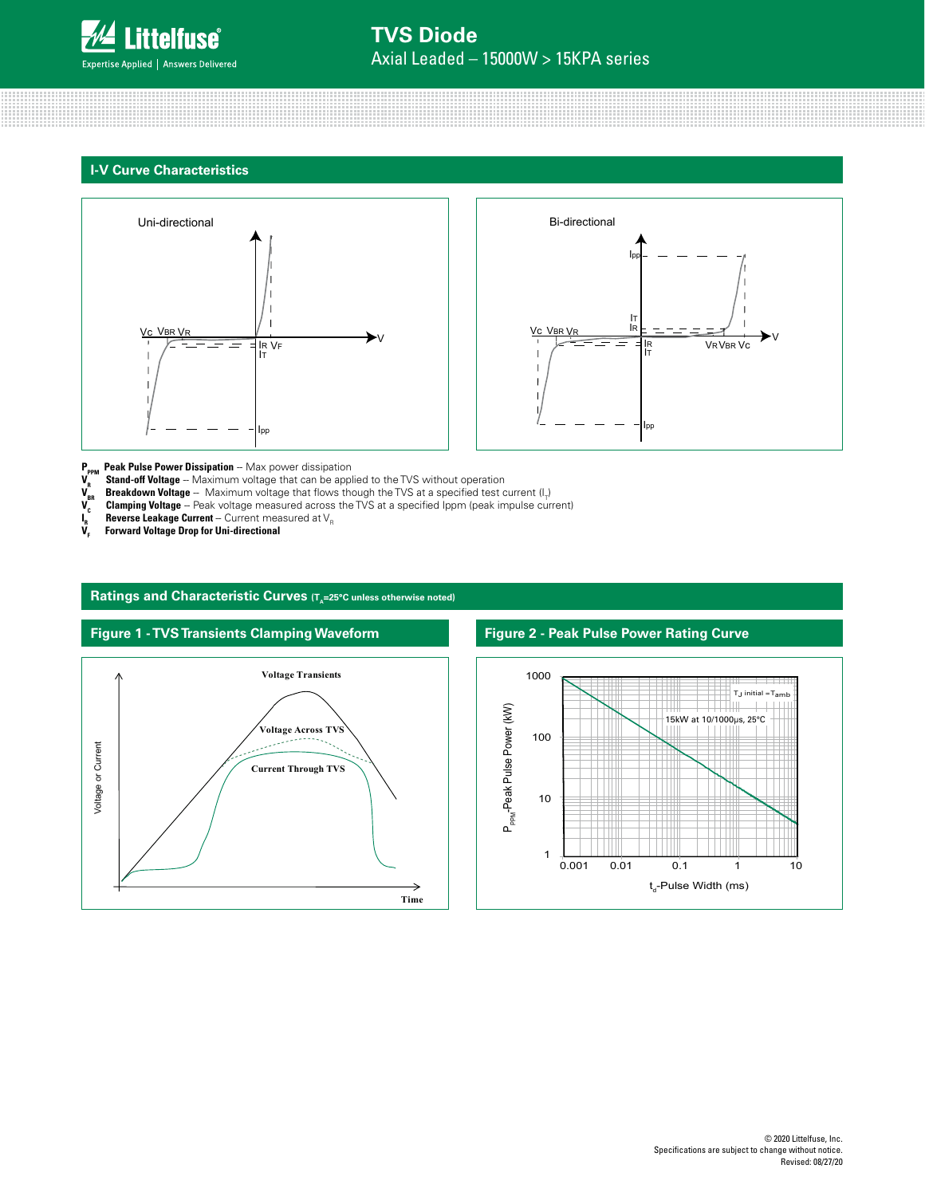## I-V Curve Characteristics

$P_{PPM}$ **Peak Pulse Power Dissipation** -- Max power dissipation

$V_R$ **Stand-off Voltage** -- Maximum voltage that can be applied to the TVS without operation

$V_{BR}$ **Breakdown Voltage** -- Maximum voltage that flows though the TVS at a specified test current ($I_T$)

$V_C$ **Clamping Voltage** -- Peak voltage measured across the TVS at a specified Ippm (peak impulse current)

$I_R$ **Reverse Leakage Current** -- Current measured at $V_R$

$V_F$ **Forward Voltage Drop for Uni-directional**

## Ratings and Characteristic Curves ($T_A$=25°C unless otherwise noted)

### Figure 1 - TVS Transients Clamping Waveform

### Figure 2 - Peak Pulse Power Rating Curve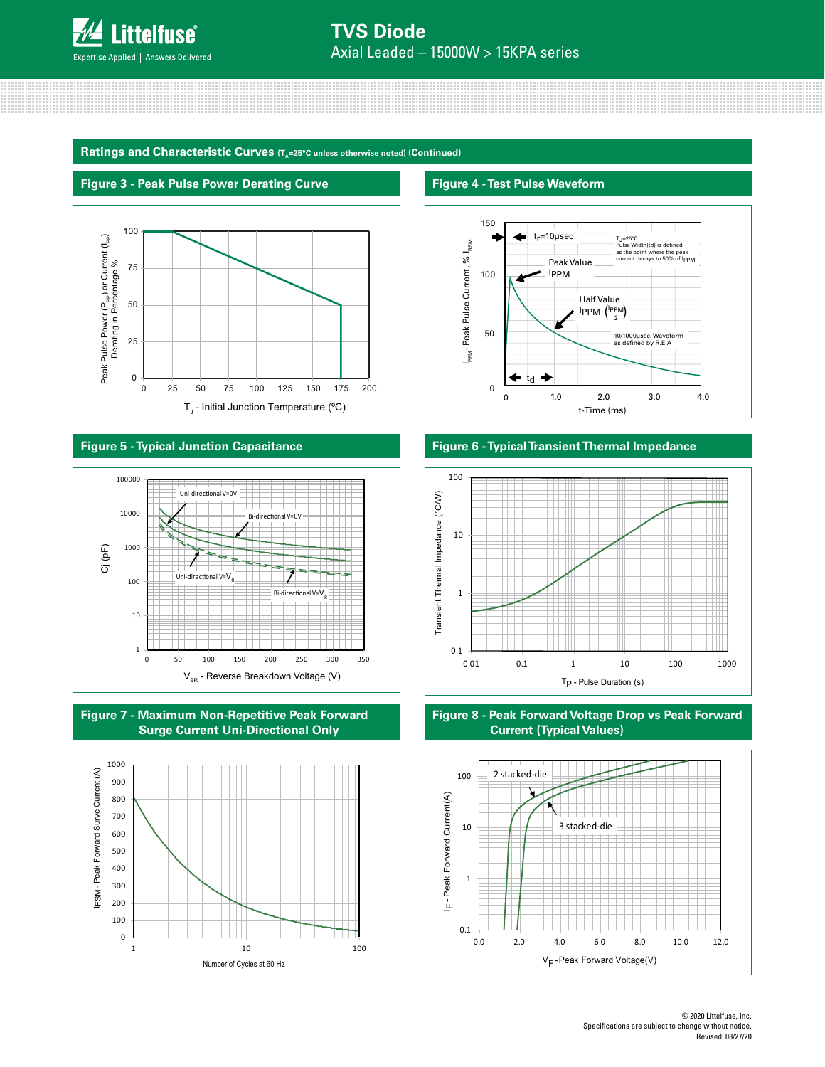## Ratings and Characteristic Curves ($T_A$=25°C unless otherwise noted) (Continued)

### Figure 3 - Peak Pulse Power Derating Curve

Peak Pulse Power ($P_{PP}$) or Current ($I_{PP}$) Derating in Percentage %

$T_J$ - Initial Junction Temperature (ºC)

### Figure 4 - Test Pulse Waveform

$t_r$=10μsec

$T_J$=25°C
Pulse Width(td) is defined as the point where the peak current decays to 50% of $I_{PPM}$

Peak Value $I_{PPM}$

Half Value $I_{PPM}$ $\left(\frac{I_{PPM}}{2}\right)$

10/1000μsec. Waveform as defined by R.E.A

$I_{PPM}$ - Peak Pulse Current, % $I_{RSM}$

t-Time (ms)

### Figure 5 - Typical Junction Capacitance

Uni-directional V=0V

Bi-directional V=0V

Uni-directional V=$V_R$

Bi-directional V=$V_R$

Cj (pF)

$V_{BR}$ - Reverse Breakdown Voltage (V)

### Figure 6 - Typical Transient Thermal Impedance

Transient Thermal Impedance (°C/W)

$T_P$ - Pulse Duration (s)

### Figure 7 - Maximum Non-Repetitive Peak Forward Surge Current Uni-Directional Only

IFSM - Peak Forward Surve Current (A)

Number of Cycles at 60 Hz

### Figure 8 - Peak Forward Voltage Drop vs Peak Forward Current (Typical Values)

2 stacked-die

3 stacked-die

$I_F$ - Peak Forward Current(A)

$V_F$ - Peak Forward Voltage(V)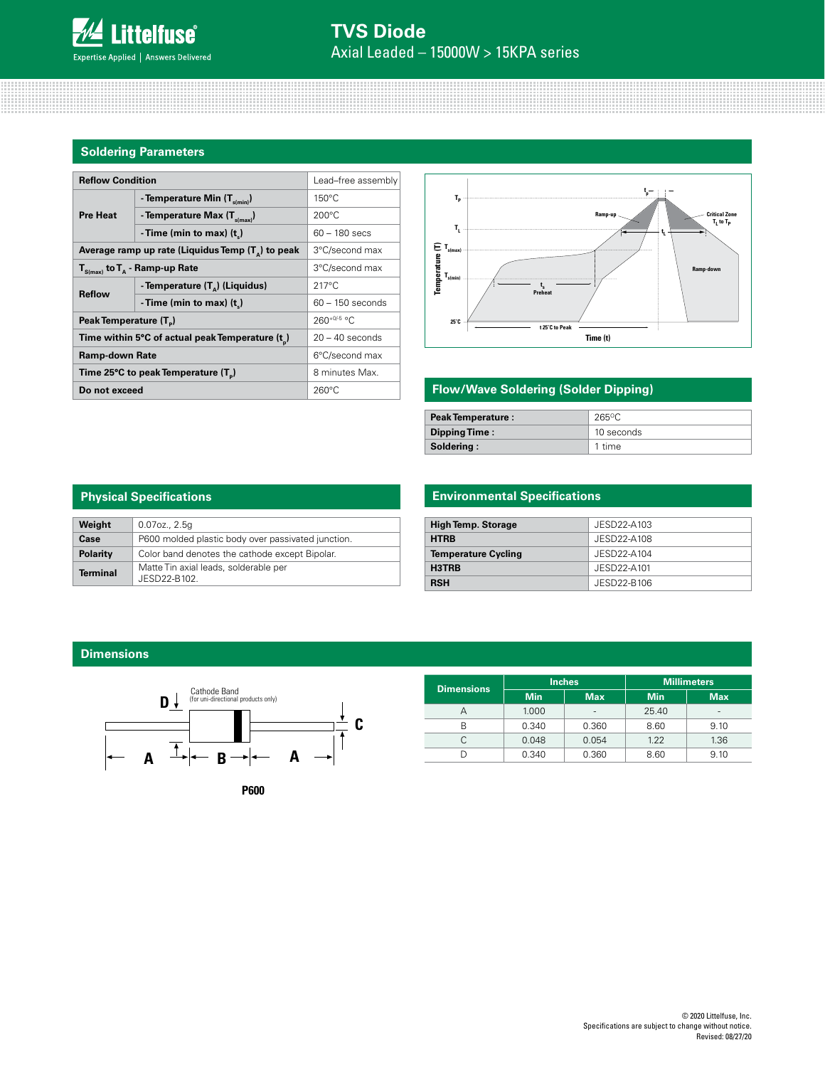# TVS Diode

Axial Leaded – 15000W > 15KPA series

## Soldering Parameters

| Reflow Condition | | Lead–free assembly |
|---|---|---|
| Pre Heat | - Temperature Min ($T_{s(min)}$) | 150°C |
| | - Temperature Max ($T_{s(max)}$) | 200°C |
| | - Time (min to max) ($t_s$) | 60 – 180 secs |
| Average ramp up rate (Liquidus Temp ($T_A$) to peak | | 3°C/second max |
| $T_{S(max)}$ to $T_A$ - Ramp-up Rate | | 3°C/second max |
| Reflow | - Temperature ($T_A$) (Liquidus) | 217°C |
| | - Time (min to max) ($t_s$) | 60 – 150 seconds |
| Peak Temperature ($T_P$) | | $260^{+0/-5}$ °C |
| Time within 5°C of actual peak Temperature ($t_p$) | | 20 – 40 seconds |
| Ramp-down Rate | | 6°C/second max |
| Time 25°C to peak Temperature ($T_P$) | | 8 minutes Max. |
| Do not exceed | | 260°C |

## Flow/Wave Soldering (Solder Dipping)

| Peak Temperature : | 265°C |
|---|---|
| Dipping Time : | 10 seconds |
| Soldering : | 1 time |

## Physical Specifications

| Weight | 0.07oz., 2.5g |
|---|---|
| Case | P600 molded plastic body over passivated junction. |
| Polarity | Color band denotes the cathode except Bipolar. |
| Terminal | Matte Tin axial leads, solderable per JESD22-B102. |

## Environmental Specifications

| High Temp. Storage | JESD22-A103 |
|---|---|
| HTRB | JESD22-A108 |
| Temperature Cycling | JESD22-A104 |
| H3TRB | JESD22-A101 |
| RSH | JESD22-B106 |

## Dimensions

Cathode Band (for uni-directional products only)

P600

| Dimensions | Inches | | Millimeters | |
|---|---|---|---|---|
| | Min | Max | Min | Max |
| A | 1.000 | - | 25.40 | - |
| B | 0.340 | 0.360 | 8.60 | 9.10 |
| C | 0.048 | 0.054 | 1.22 | 1.36 |
| D | 0.340 | 0.360 | 8.60 | 9.10 |

© 2020 Littelfuse, Inc.
Specifications are subject to change without notice.
Revised: 08/27/20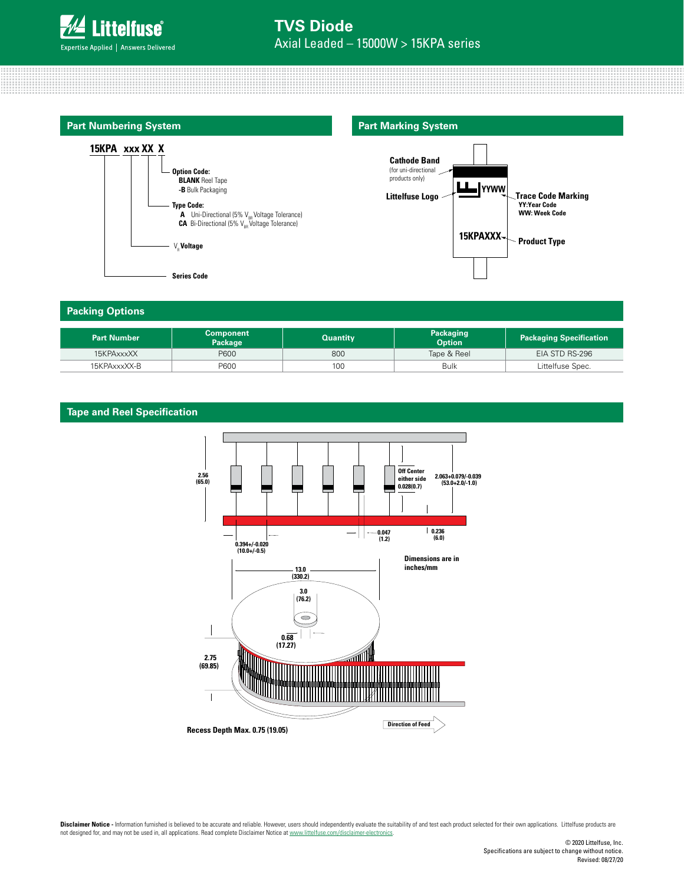## Part Numbering System

**15KPA xxx XX X**

- **Option Code:**
  - **BLANK** Reel Tape
  - **-B** Bulk Packaging
- **Type Code:**
  - **A** Uni-Directional (5% $V_{BR}$ Voltage Tolerance)
  - **CA** Bi-Directional (5% $V_{BR}$ Voltage Tolerance)
- $V_R$ **Voltage**
- **Series Code**

## Part Marking System

Cathode Band
(for uni-directional products only)

Littelfuse Logo

YYWW

Trace Code Marking
YY:Year Code
WW: Week Code

15KPAXXX

Product Type

## Packing Options

| Part Number | Component Package | Quantity | Packaging Option | Packaging Specification |
|---|---|---|---|---|
| 15KPAxxxXX | P600 | 800 | Tape & Reel | EIA STD RS-296 |
| 15KPAxxxXX-B | P600 | 100 | Bulk | Littelfuse Spec. |

## Tape and Reel Specification

2.56
(65.0)

Off Center either side
0.028(0.7)

2.063+0.079/-0.039
(53.0+2.0/-1.0)

0.047
(1.2)

0.236
(6.0)

0.394+/-0.020
(10.0+/-0.5)

Dimensions are in inches/mm

13.0
(330.2)

3.0
(76.2)

0.68
(17.27)

2.75
(69.85)

Direction of Feed

Recess Depth Max. 0.75 (19.05)

**Disclaimer Notice -** Information furnished is believed to be accurate and reliable. However, users should independently evaluate the suitability of and test each product selected for their own applications. Littelfuse products are not designed for, and may not be used in, all applications. Read complete Disclaimer Notice at www.littelfuse.com/disclaimer-electronics.

© 2020 Littelfuse, Inc.
Specifications are subject to change without notice.
Revised: 08/27/20